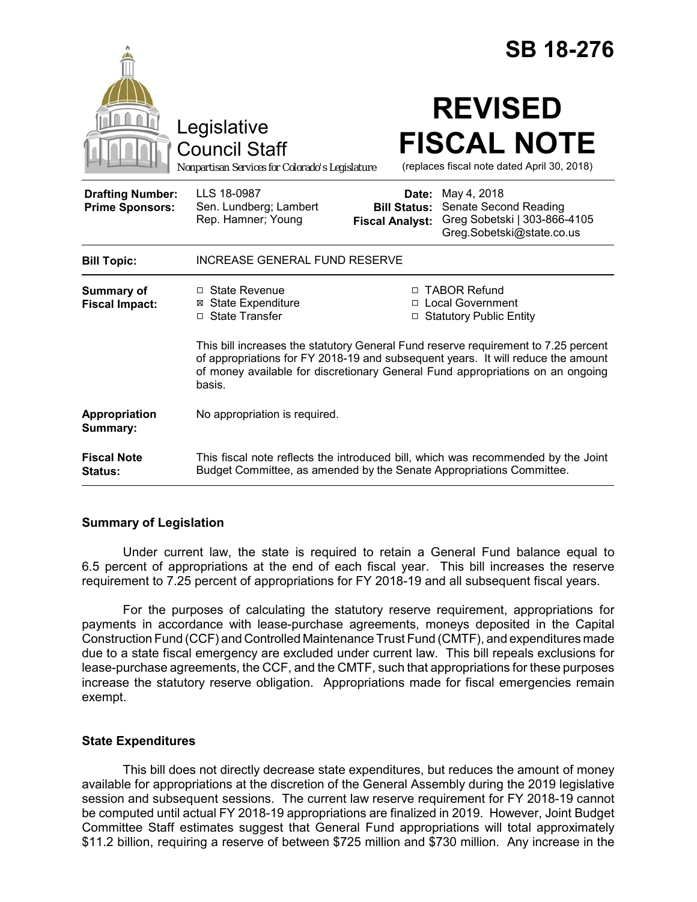# SB 18-276

Legislative Council Staff

*Nonpartisan Services for Colorado's Legislature*

# REVISED FISCAL NOTE

(replaces fiscal note dated April 30, 2018)

| | | | |
|---|---|---|---|
| **Drafting Number:** | LLS 18-0987 | **Date:** | May 4, 2018 |
| **Prime Sponsors:** | Sen. Lundberg; Lambert<br>Rep. Hamner; Young | **Bill Status:** | Senate Second Reading |
| | | **Fiscal Analyst:** | Greg Sobetski \| 303-866-4105<br>Greg.Sobetski@state.co.us |

| | |
|---|---|
| **Bill Topic:** | INCREASE GENERAL FUND RESERVE |
| **Summary of Fiscal Impact:** | ☐ State Revenue ☒ State Expenditure ☐ State Transfer ☐ TABOR Refund ☐ Local Government ☐ Statutory Public Entity<br><br>This bill increases the statutory General Fund reserve requirement to 7.25 percent of appropriations for FY 2018-19 and subsequent years. It will reduce the amount of money available for discretionary General Fund appropriations on an ongoing basis. |
| **Appropriation Summary:** | No appropriation is required. |
| **Fiscal Note Status:** | This fiscal note reflects the introduced bill, which was recommended by the Joint Budget Committee, as amended by the Senate Appropriations Committee. |

## Summary of Legislation

Under current law, the state is required to retain a General Fund balance equal to 6.5 percent of appropriations at the end of each fiscal year. This bill increases the reserve requirement to 7.25 percent of appropriations for FY 2018-19 and all subsequent fiscal years.

For the purposes of calculating the statutory reserve requirement, appropriations for payments in accordance with lease-purchase agreements, moneys deposited in the Capital Construction Fund (CCF) and Controlled Maintenance Trust Fund (CMTF), and expenditures made due to a state fiscal emergency are excluded under current law. This bill repeals exclusions for lease-purchase agreements, the CCF, and the CMTF, such that appropriations for these purposes increase the statutory reserve obligation. Appropriations made for fiscal emergencies remain exempt.

## State Expenditures

This bill does not directly decrease state expenditures, but reduces the amount of money available for appropriations at the discretion of the General Assembly during the 2019 legislative session and subsequent sessions. The current law reserve requirement for FY 2018-19 cannot be computed until actual FY 2018-19 appropriations are finalized in 2019. However, Joint Budget Committee Staff estimates suggest that General Fund appropriations will total approximately $11.2 billion, requiring a reserve of between $725 million and $730 million. Any increase in the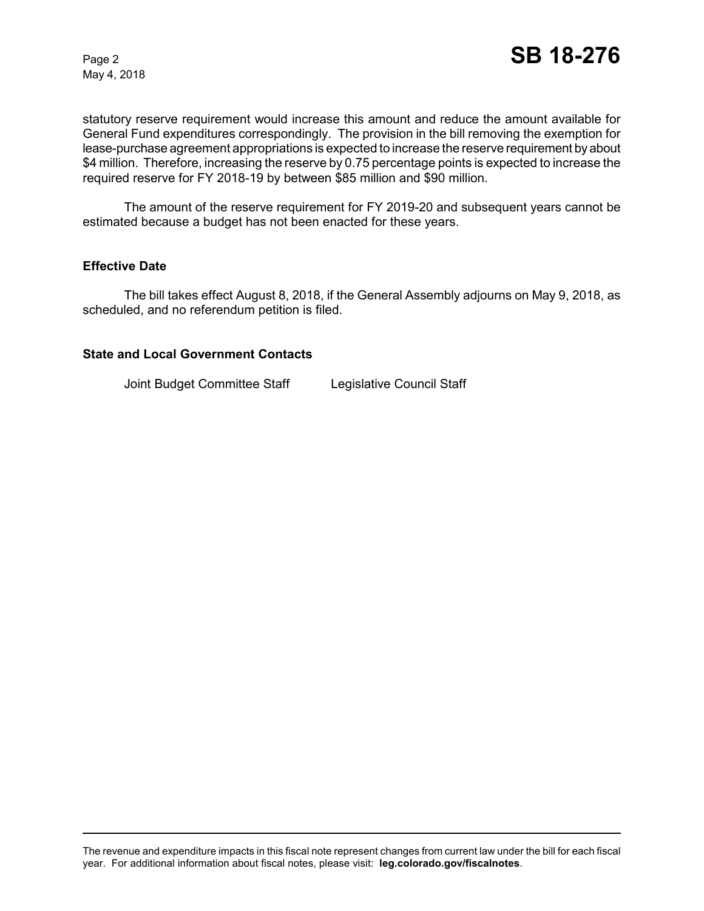statutory reserve requirement would increase this amount and reduce the amount available for General Fund expenditures correspondingly. The provision in the bill removing the exemption for lease-purchase agreement appropriations is expected to increase the reserve requirement by about $4 million. Therefore, increasing the reserve by 0.75 percentage points is expected to increase the required reserve for FY 2018-19 by between $85 million and $90 million.

The amount of the reserve requirement for FY 2019-20 and subsequent years cannot be estimated because a budget has not been enacted for these years.

### Effective Date

The bill takes effect August 8, 2018, if the General Assembly adjourns on May 9, 2018, as scheduled, and no referendum petition is filed.

### State and Local Government Contacts

Joint Budget Committee Staff     Legislative Council Staff

The revenue and expenditure impacts in this fiscal note represent changes from current law under the bill for each fiscal year. For additional information about fiscal notes, please visit: **leg.colorado.gov/fiscalnotes**.